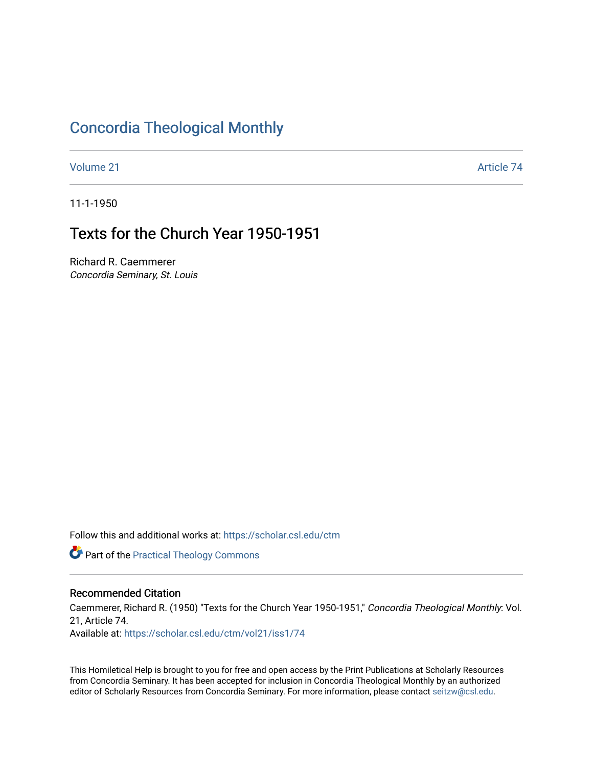# Concordia Theological Monthly

Volume 21 | Article 74

11-1-1950

## Texts for the Church Year 1950-1951

Richard R. Caemmerer
*Concordia Seminary, St. Louis*

Follow this and additional works at: https://scholar.csl.edu/ctm

Part of the Practical Theology Commons

### Recommended Citation

Caemmerer, Richard R. (1950) "Texts for the Church Year 1950-1951," *Concordia Theological Monthly*: Vol. 21, Article 74.
Available at: https://scholar.csl.edu/ctm/vol21/iss1/74

This Homiletical Help is brought to you for free and open access by the Print Publications at Scholarly Resources from Concordia Seminary. It has been accepted for inclusion in Concordia Theological Monthly by an authorized editor of Scholarly Resources from Concordia Seminary. For more information, please contact seitzw@csl.edu.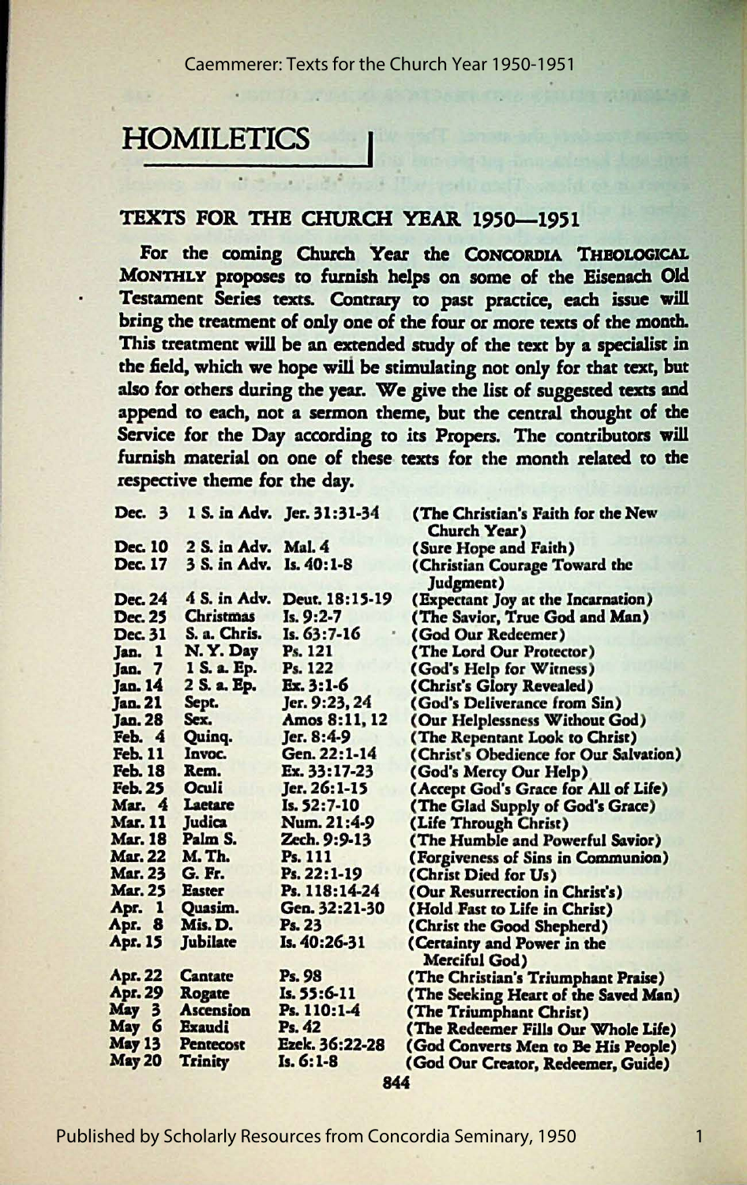# HOMILETICS

## TEXTS FOR THE CHURCH YEAR 1950—1951

For the coming Church Year the CONCORDIA THEOLOGICAL MONTHLY proposes to furnish helps on some of the Eisenach Old Testament Series texts. Contrary to past practice, each issue will bring the treatment of only one of the four or more texts of the month. This treatment will be an extended study of the text by a specialist in the field, which we hope will be stimulating not only for that text, but also for others during the year. We give the list of suggested texts and append to each, not a sermon theme, but the central thought of the Service for the Day according to its Propers. The contributors will furnish material on one of these texts for the month related to the respective theme for the day.

| | | | |
|---|---|---|---|
| Dec. 3 | 1 S. in Adv. | Jer. 31:31-34 | (The Christian's Faith for the New Church Year) |
| Dec. 10 | 2 S. in Adv. | Mal. 4 | (Sure Hope and Faith) |
| Dec. 17 | 3 S. in Adv. | Is. 40:1-8 | (Christian Courage Toward the Judgment) |
| Dec. 24 | 4 S. in Adv. | Deut. 18:15-19 | (Expectant Joy at the Incarnation) |
| Dec. 25 | Christmas | Is. 9:2-7 | (The Savior, True God and Man) |
| Dec. 31 | S. a. Chris. | Is. 63:7-16 | (God Our Redeemer) |
| Jan. 1 | N. Y. Day | Ps. 121 | (The Lord Our Protector) |
| Jan. 7 | 1 S. a. Ep. | Ps. 122 | (God's Help for Witness) |
| Jan. 14 | 2 S. a. Ep. | Ex. 3:1-6 | (Christ's Glory Revealed) |
| Jan. 21 | Sept. | Jer. 9:23, 24 | (God's Deliverance from Sin) |
| Jan. 28 | Sex. | Amos 8:11, 12 | (Our Helplessness Without God) |
| Feb. 4 | Quinq. | Jer. 8:4-9 | (The Repentant Look to Christ) |
| Feb. 11 | Invoc. | Gen. 22:1-14 | (Christ's Obedience for Our Salvation) |
| Feb. 18 | Rem. | Ex. 33:17-23 | (God's Mercy Our Help) |
| Feb. 25 | Oculi | Jer. 26:1-15 | (Accept God's Grace for All of Life) |
| Mar. 4 | Laetare | Is. 52:7-10 | (The Glad Supply of God's Grace) |
| Mar. 11 | Judica | Num. 21:4-9 | (Life Through Christ) |
| Mar. 18 | Palm S. | Zech. 9:9-13 | (The Humble and Powerful Savior) |
| Mar. 22 | M. Th. | Ps. 111 | (Forgiveness of Sins in Communion) |
| Mar. 23 | G. Fr. | Ps. 22:1-19 | (Christ Died for Us) |
| Mar. 25 | Easter | Ps. 118:14-24 | (Our Resurrection in Christ's) |
| Apr. 1 | Quasim. | Gen. 32:21-30 | (Hold Fast to Life in Christ) |
| Apr. 8 | Mis. D. | Ps. 23 | (Christ the Good Shepherd) |
| Apr. 15 | Jubilate | Is. 40:26-31 | (Certainty and Power in the Merciful God) |
| Apr. 22 | Cantate | Ps. 98 | (The Christian's Triumphant Praise) |
| Apr. 29 | Rogate | Is. 55:6-11 | (The Seeking Heart of the Saved Man) |
| May 3 | Ascension | Ps. 110:1-4 | (The Triumphant Christ) |
| May 6 | Exaudi | Ps. 42 | (The Redeemer Fills Our Whole Life) |
| May 13 | Pentecost | Ezek. 36:22-28 | (God Converts Men to Be His People) |
| May 20 | Trinity | Is. 6:1-8 | (God Our Creator, Redeemer, Guide) |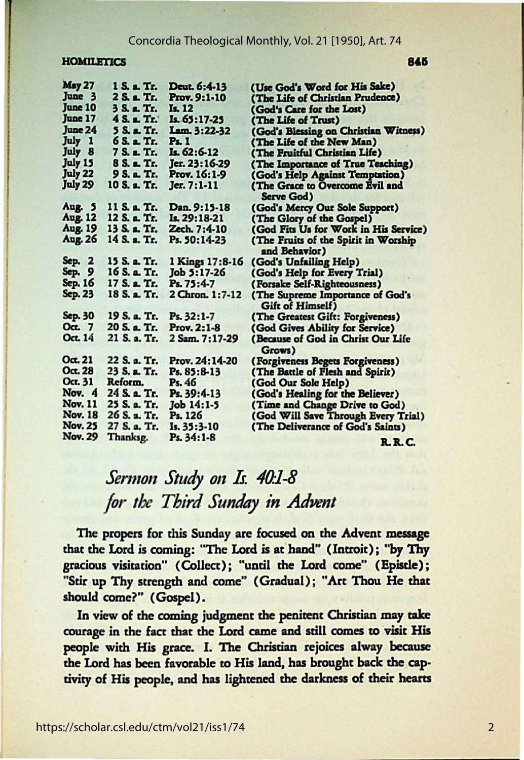| | | | |
|---|---|---|---|
| May 27 | 1 S. a. Tr. | Deut. 6:4-13 | (Use God's Word for His Sake) |
| June 3 | 2 S. a. Tr. | Prov. 9:1-10 | (The Life of Christian Prudence) |
| June 10 | 3 S. a. Tr. | Is. 12 | (God's Care for the Lost) |
| June 17 | 4 S. a. Tr. | Is. 65:17-25 | (The Life of Trust) |
| June 24 | 5 S. a. Tr. | Lam. 3:22-32 | (God's Blessing on Christian Witness) |
| July 1 | 6 S. a. Tr. | Ps. 1 | (The Life of the New Man) |
| July 8 | 7 S. a. Tr. | Is. 62:6-12 | (The Fruitful Christian Life) |
| July 15 | 8 S. a. Tr. | Jer. 23:16-29 | (The Importance of True Teaching) |
| July 22 | 9 S. a. Tr. | Prov. 16:1-9 | (God's Help Against Temptation) |
| July 29 | 10 S. a. Tr. | Jer. 7:1-11 | (The Grace to Overcome Evil and Serve God) |
| Aug. 5 | 11 S. a. Tr. | Dan. 9:15-18 | (God's Mercy Our Sole Support) |
| Aug. 12 | 12 S. a. Tr. | Is. 29:18-21 | (The Glory of the Gospel) |
| Aug. 19 | 13 S. a. Tr. | Zech. 7:4-10 | (God Fits Us for Work in His Service) |
| Aug. 26 | 14 S. a. Tr. | Ps. 50:14-23 | (The Fruits of the Spirit in Worship and Behavior) |
| Sep. 2 | 15 S. a. Tr. | 1 Kings 17:8-16 | (God's Unfailing Help) |
| Sep. 9 | 16 S. a. Tr. | Job 5:17-26 | (God's Help for Every Trial) |
| Sep. 16 | 17 S. a. Tr. | Ps. 75:4-7 | (Forsake Self-Righteousness) |
| Sep. 23 | 18 S. a. Tr. | 2 Chron. 1:7-12 | (The Supreme Importance of God's Gift of Himself) |
| Sep. 30 | 19 S. a. Tr. | Ps. 32:1-7 | (The Greatest Gift: Forgiveness) |
| Oct. 7 | 20 S. a. Tr. | Prov. 2:1-8 | (God Gives Ability for Service) |
| Oct. 14 | 21 S. a. Tr. | 2 Sam. 7:17-29 | (Because of God in Christ Our Life Grows) |
| Oct. 21 | 22 S. a. Tr. | Prov. 24:14-20 | (Forgiveness Begets Forgiveness) |
| Oct. 28 | 23 S. a. Tr. | Ps. 85:8-13 | (The Battle of Flesh and Spirit) |
| Oct. 31 | Reform. | Ps. 46 | (God Our Sole Help) |
| Nov. 4 | 24 S. a. Tr. | Ps. 39:4-13 | (God's Healing for the Believer) |
| Nov. 11 | 25 S. a. Tr. | Job 14:1-5 | (Time and Change Drive to God) |
| Nov. 18 | 26 S. a. Tr. | Ps. 126 | (God Will Save Through Every Trial) |
| Nov. 25 | 27 S. a. Tr. | Is. 35:3-10 | (The Deliverance of God's Saints) |
| Nov. 29 | Thanksg. | Ps. 34:1-8 | |

R. R. C.

# *Sermon Study on Is. 40:1-8 for the Third Sunday in Advent*

The propers for this Sunday are focused on the Advent message that the Lord is coming: "The Lord is at hand" (Introit); "by Thy gracious visitation" (Collect); "until the Lord come" (Epistle); "Stir up Thy strength and come" (Gradual); "Art Thou He that should come?" (Gospel).

In view of the coming judgment the penitent Christian may take courage in the fact that the Lord came and still comes to visit His people with His grace. I. The Christian rejoices alway because the Lord has been favorable to His land, has brought back the captivity of His people, and has lightened the darkness of their hearts